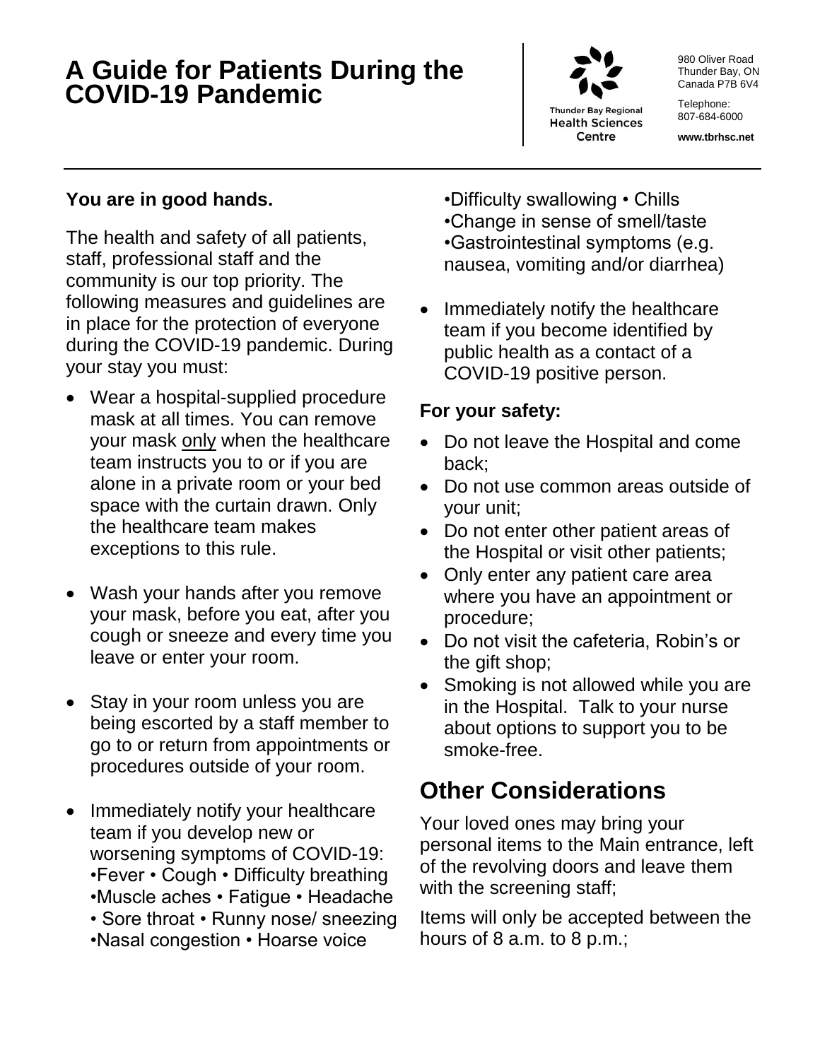# A Guide for Patients During the COVID-19 Pandemic

Thunder Bay Regional Health Sciences Centre

980 Oliver Road
Thunder Bay, ON
Canada P7B 6V4

Telephone:
807-684-6000

**www.tbrhsc.net**

**You are in good hands.**

The health and safety of all patients, staff, professional staff and the community is our top priority. The following measures and guidelines are in place for the protection of everyone during the COVID-19 pandemic. During your stay you must:

- Wear a hospital-supplied procedure mask at all times. You can remove your mask only when the healthcare team instructs you to or if you are alone in a private room or your bed space with the curtain drawn. Only the healthcare team makes exceptions to this rule.
- Wash your hands after you remove your mask, before you eat, after you cough or sneeze and every time you leave or enter your room.
- Stay in your room unless you are being escorted by a staff member to go to or return from appointments or procedures outside of your room.
- Immediately notify your healthcare team if you develop new or worsening symptoms of COVID-19:
  •Fever • Cough • Difficulty breathing
  •Muscle aches • Fatigue • Headache
  • Sore throat • Runny nose/ sneezing
  •Nasal congestion • Hoarse voice
  •Difficulty swallowing • Chills
  •Change in sense of smell/taste
  •Gastrointestinal symptoms (e.g. nausea, vomiting and/or diarrhea)
- Immediately notify the healthcare team if you become identified by public health as a contact of a COVID-19 positive person.

**For your safety:**

- Do not leave the Hospital and come back;
- Do not use common areas outside of your unit;
- Do not enter other patient areas of the Hospital or visit other patients;
- Only enter any patient care area where you have an appointment or procedure;
- Do not visit the cafeteria, Robin's or the gift shop;
- Smoking is not allowed while you are in the Hospital. Talk to your nurse about options to support you to be smoke-free.

## Other Considerations

Your loved ones may bring your personal items to the Main entrance, left of the revolving doors and leave them with the screening staff;

Items will only be accepted between the hours of 8 a.m. to 8 p.m.;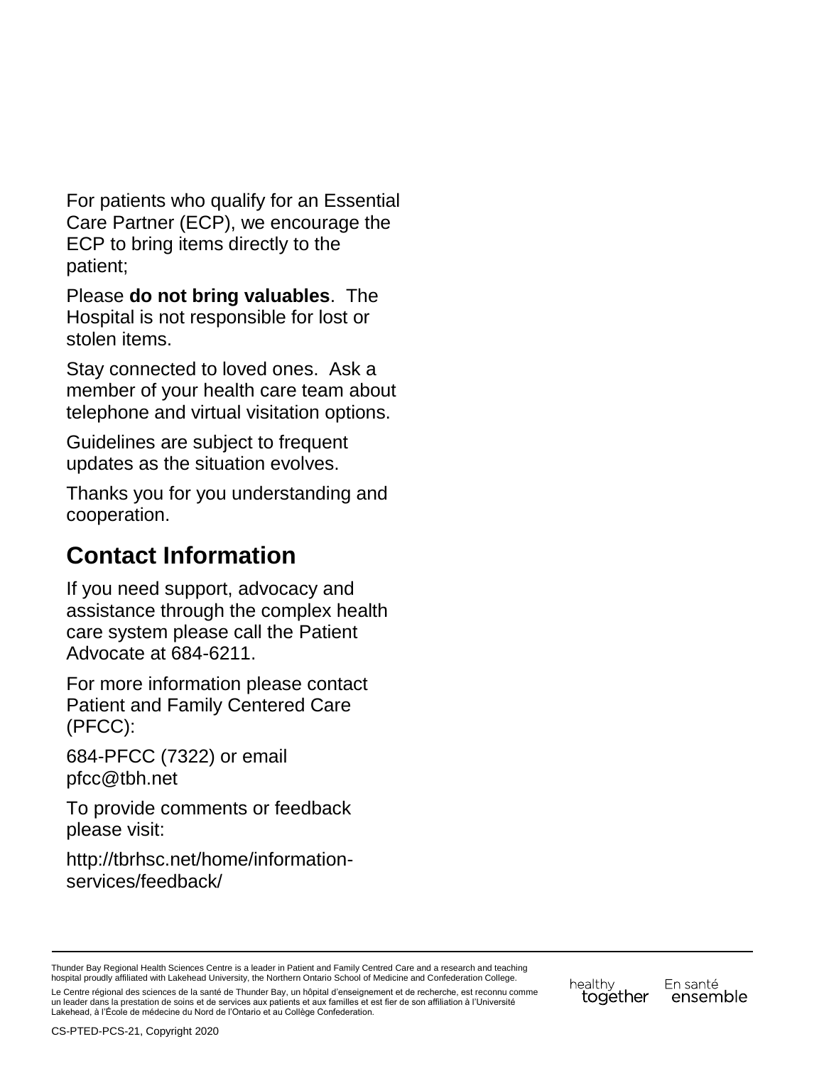For patients who qualify for an Essential Care Partner (ECP), we encourage the ECP to bring items directly to the patient;

Please **do not bring valuables**. The Hospital is not responsible for lost or stolen items.

Stay connected to loved ones. Ask a member of your health care team about telephone and virtual visitation options.

Guidelines are subject to frequent updates as the situation evolves.

Thanks you for you understanding and cooperation.

## Contact Information

If you need support, advocacy and assistance through the complex health care system please call the Patient Advocate at 684-6211.

For more information please contact Patient and Family Centered Care (PFCC):

684-PFCC (7322) or email pfcc@tbh.net

To provide comments or feedback please visit:

http://tbrhsc.net/home/information-services/feedback/

---

Thunder Bay Regional Health Sciences Centre is a leader in Patient and Family Centred Care and a research and teaching hospital proudly affiliated with Lakehead University, the Northern Ontario School of Medicine and Confederation College.

Le Centre régional des sciences de la santé de Thunder Bay, un hôpital d'enseignement et de recherche, est reconnu comme un leader dans la prestation de soins et de services aux patients et aux familles et est fier de son affiliation à l'Université Lakehead, à l'École de médecine du Nord de l'Ontario et au Collège Confederation.

healthy together En santé ensemble

CS-PTED-PCS-21, Copyright 2020